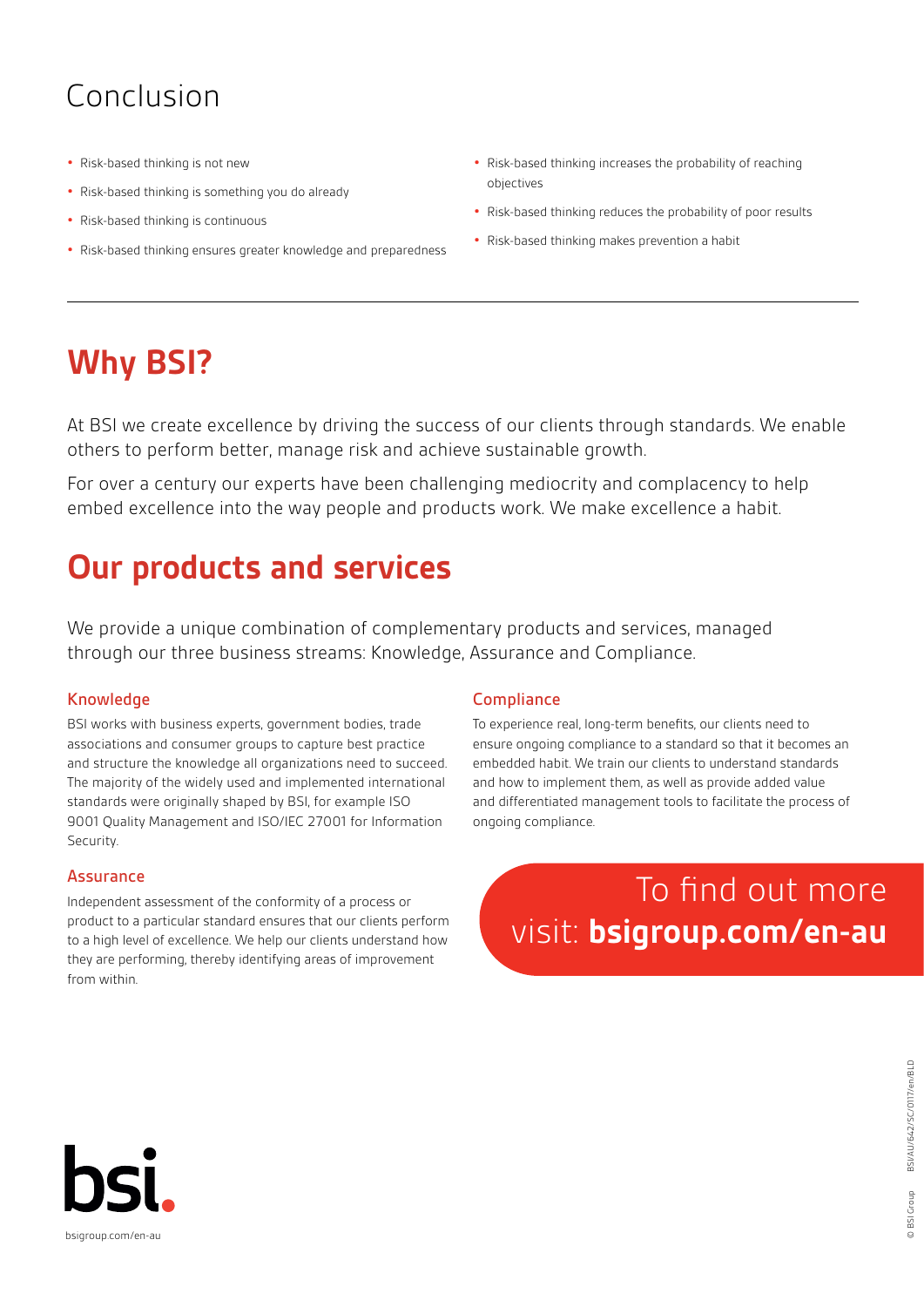# Conclusion

- Risk-based thinking is not new
- Risk-based thinking is something you do already
- Risk-based thinking is continuous
- Risk-based thinking ensures greater knowledge and preparedness
- Risk-based thinking increases the probability of reaching objectives
- Risk-based thinking reduces the probability of poor results
- Risk-based thinking makes prevention a habit

---

## Why BSI?

At BSI we create excellence by driving the success of our clients through standards. We enable others to perform better, manage risk and achieve sustainable growth.

For over a century our experts have been challenging mediocrity and complacency to help embed excellence into the way people and products work. We make excellence a habit.

## Our products and services

We provide a unique combination of complementary products and services, managed through our three business streams: Knowledge, Assurance and Compliance.

### Knowledge

BSI works with business experts, government bodies, trade associations and consumer groups to capture best practice and structure the knowledge all organizations need to succeed. The majority of the widely used and implemented international standards were originally shaped by BSI, for example ISO 9001 Quality Management and ISO/IEC 27001 for Information Security.

### Assurance

Independent assessment of the conformity of a process or product to a particular standard ensures that our clients perform to a high level of excellence. We help our clients understand how they are performing, thereby identifying areas of improvement from within.

### Compliance

To experience real, long-term benefits, our clients need to ensure ongoing compliance to a standard so that it becomes an embedded habit. We train our clients to understand standards and how to implement them, as well as provide added value and differentiated management tools to facilitate the process of ongoing compliance.

To find out more visit: **bsigroup.com/en-au**

bsi.

bsigroup.com/en-au

© BSI Group BSI/AU/642/SC/0117/en/BLD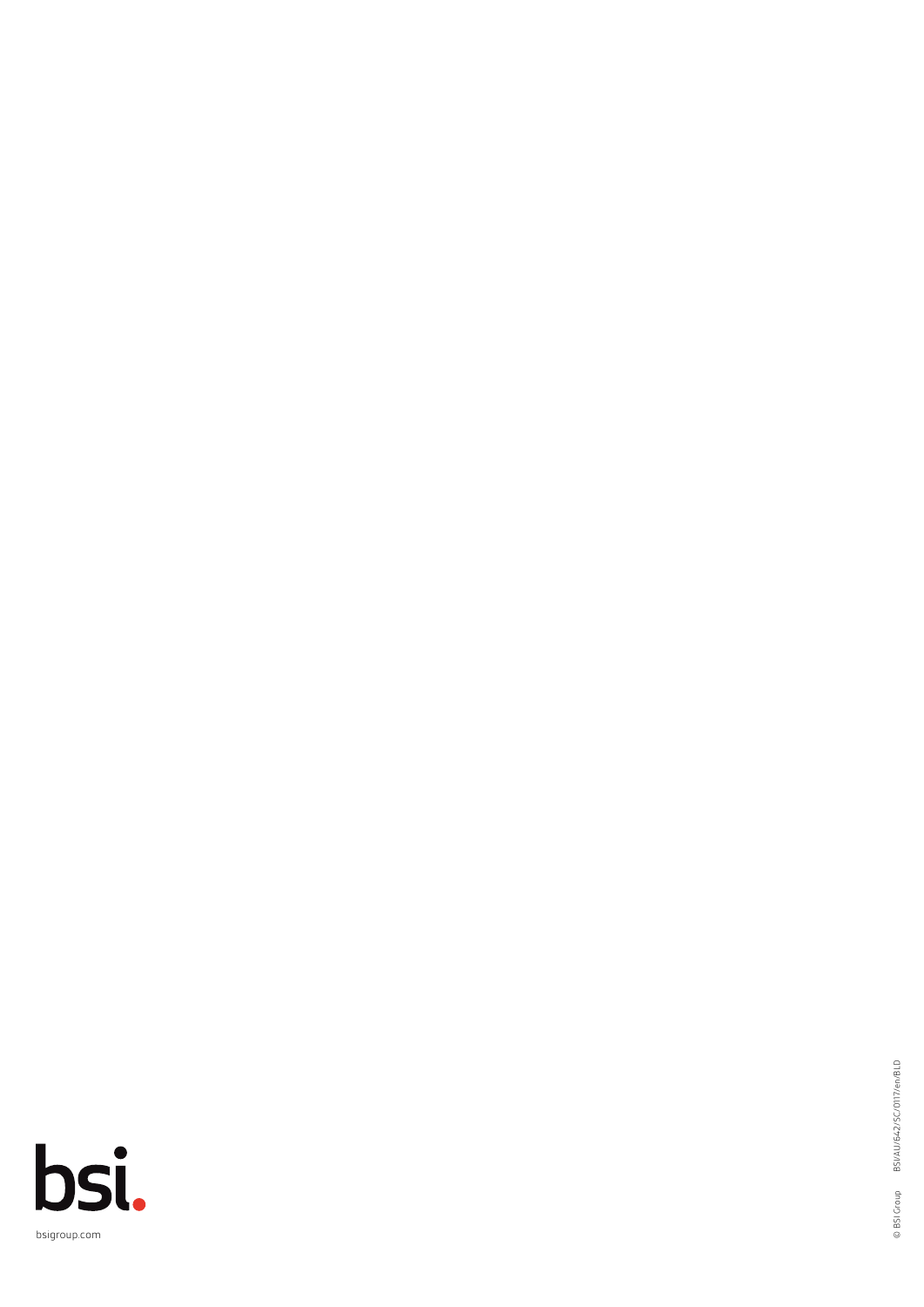bsi.

bsigroup.com

© BSI Group BSI/AU/642/SC/0117/en/BLD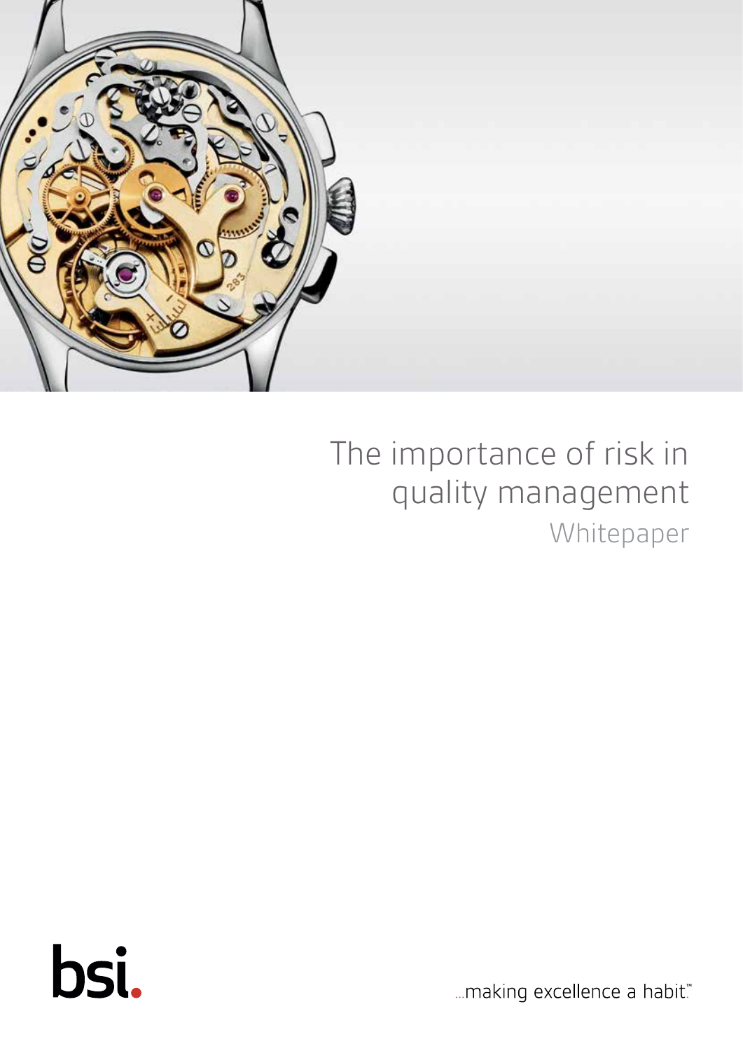# The importance of risk in quality management

Whitepaper

bsi.

...making excellence a habit.™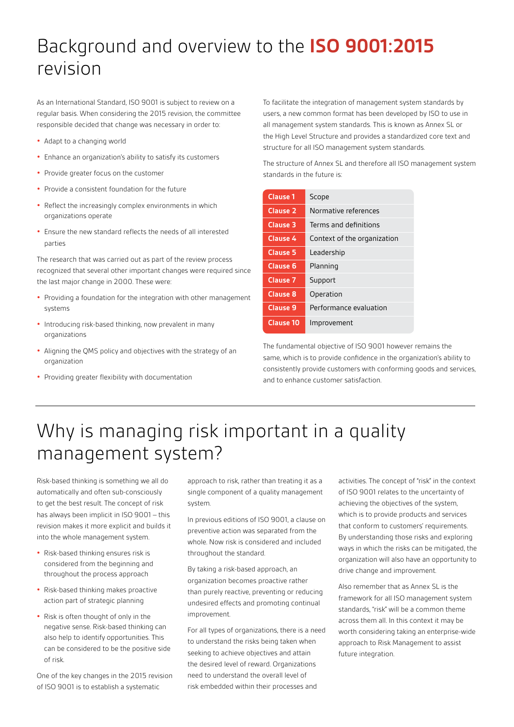# Background and overview to the **ISO 9001:2015** revision

As an International Standard, ISO 9001 is subject to review on a regular basis. When considering the 2015 revision, the committee responsible decided that change was necessary in order to:

- Adapt to a changing world
- Enhance an organization's ability to satisfy its customers
- Provide greater focus on the customer
- Provide a consistent foundation for the future
- Reflect the increasingly complex environments in which organizations operate
- Ensure the new standard reflects the needs of all interested parties

The research that was carried out as part of the review process recognized that several other important changes were required since the last major change in 2000. These were:

- Providing a foundation for the integration with other management systems
- Introducing risk-based thinking, now prevalent in many organizations
- Aligning the QMS policy and objectives with the strategy of an organization
- Providing greater flexibility with documentation

To facilitate the integration of management system standards by users, a new common format has been developed by ISO to use in all management system standards. This is known as Annex SL or the High Level Structure and provides a standardized core text and structure for all ISO management system standards.

The structure of Annex SL and therefore all ISO management system standards in the future is:

| | |
|---|---|
| **Clause 1** | Scope |
| **Clause 2** | Normative references |
| **Clause 3** | Terms and definitions |
| **Clause 4** | Context of the organization |
| **Clause 5** | Leadership |
| **Clause 6** | Planning |
| **Clause 7** | Support |
| **Clause 8** | Operation |
| **Clause 9** | Performance evaluation |
| **Clause 10** | Improvement |

The fundamental objective of ISO 9001 however remains the same, which is to provide confidence in the organization's ability to consistently provide customers with conforming goods and services, and to enhance customer satisfaction.

# Why is managing risk important in a quality management system?

Risk-based thinking is something we all do automatically and often sub-consciously to get the best result. The concept of risk has always been implicit in ISO 9001 – this revision makes it more explicit and builds it into the whole management system.

- Risk-based thinking ensures risk is considered from the beginning and throughout the process approach
- Risk-based thinking makes proactive action part of strategic planning
- Risk is often thought of only in the negative sense. Risk-based thinking can also help to identify opportunities. This can be considered to be the positive side of risk.

One of the key changes in the 2015 revision of ISO 9001 is to establish a systematic approach to risk, rather than treating it as a single component of a quality management system.

In previous editions of ISO 9001, a clause on preventive action was separated from the whole. Now risk is considered and included throughout the standard.

By taking a risk-based approach, an organization becomes proactive rather than purely reactive, preventing or reducing undesired effects and promoting continual improvement.

For all types of organizations, there is a need to understand the risks being taken when seeking to achieve objectives and attain the desired level of reward. Organizations need to understand the overall level of risk embedded within their processes and activities. The concept of "risk" in the context of ISO 9001 relates to the uncertainty of achieving the objectives of the system, which is to provide products and services that conform to customers' requirements. By understanding those risks and exploring ways in which the risks can be mitigated, the organization will also have an opportunity to drive change and improvement.

Also remember that as Annex SL is the framework for all ISO management system standards, "risk" will be a common theme across them all. In this context it may be worth considering taking an enterprise-wide approach to Risk Management to assist future integration.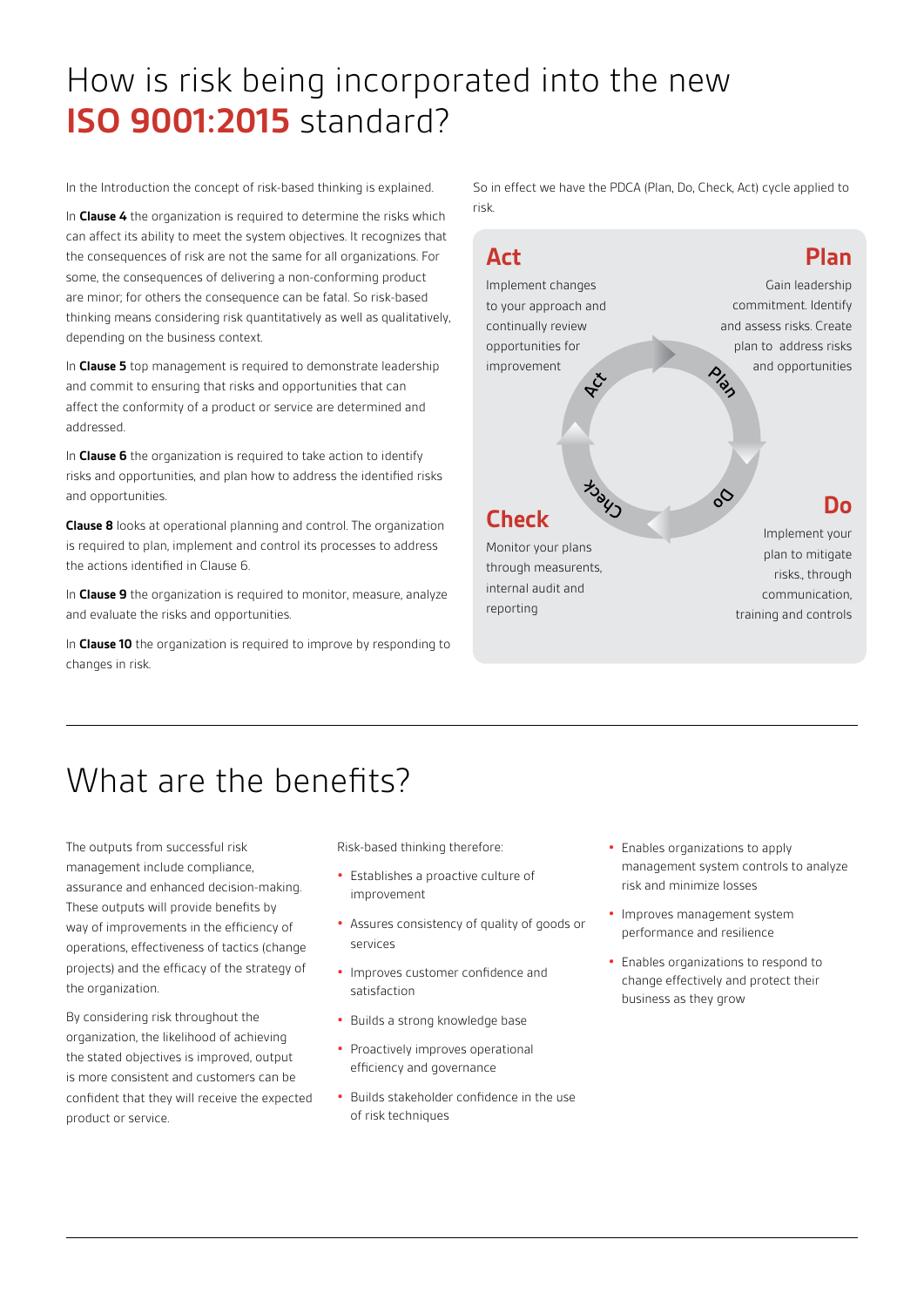# How is risk being incorporated into the new **ISO 9001:2015** standard?

In the Introduction the concept of risk-based thinking is explained.

In **Clause 4** the organization is required to determine the risks which can affect its ability to meet the system objectives. It recognizes that the consequences of risk are not the same for all organizations. For some, the consequences of delivering a non-conforming product are minor; for others the consequence can be fatal. So risk-based thinking means considering risk quantitatively as well as qualitatively, depending on the business context.

In **Clause 5** top management is required to demonstrate leadership and commit to ensuring that risks and opportunities that can affect the conformity of a product or service are determined and addressed.

In **Clause 6** the organization is required to take action to identify risks and opportunities, and plan how to address the identified risks and opportunities.

**Clause 8** looks at operational planning and control. The organization is required to plan, implement and control its processes to address the actions identified in Clause 6.

In **Clause 9** the organization is required to monitor, measure, analyze and evaluate the risks and opportunities.

In **Clause 10** the organization is required to improve by responding to changes in risk.

So in effect we have the PDCA (Plan, Do, Check, Act) cycle applied to risk.

**Act**

Implement changes to your approach and continually review opportunities for improvement

**Plan**

Gain leadership commitment. Identify and assess risks. Create plan to address risks and opportunities

**Check**

Monitor your plans through measurents, internal audit and reporting

**Do**

Implement your plan to mitigate risks., through communication, training and controls

Act

Plan

Do

Check

# What are the benefits?

The outputs from successful risk management include compliance, assurance and enhanced decision-making. These outputs will provide benefits by way of improvements in the efficiency of operations, effectiveness of tactics (change projects) and the efficacy of the strategy of the organization.

By considering risk throughout the organization, the likelihood of achieving the stated objectives is improved, output is more consistent and customers can be confident that they will receive the expected product or service.

Risk-based thinking therefore:

- Establishes a proactive culture of improvement
- Assures consistency of quality of goods or services
- Improves customer confidence and satisfaction
- Builds a strong knowledge base
- Proactively improves operational efficiency and governance
- Builds stakeholder confidence in the use of risk techniques
- Enables organizations to apply management system controls to analyze risk and minimize losses
- Improves management system performance and resilience
- Enables organizations to respond to change effectively and protect their business as they grow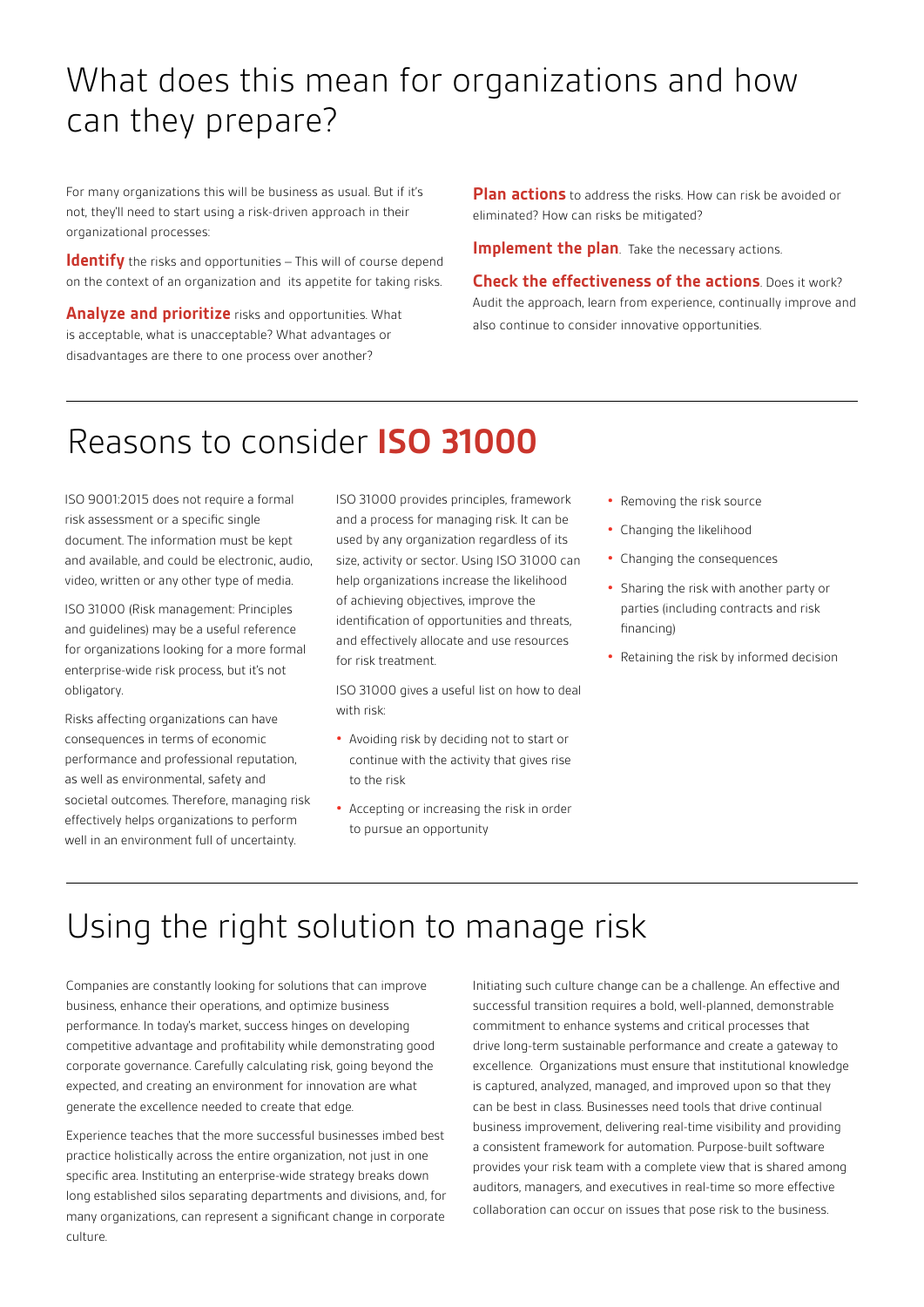# What does this mean for organizations and how can they prepare?

For many organizations this will be business as usual. But if it's not, they'll need to start using a risk-driven approach in their organizational processes:

**Identify** the risks and opportunities – This will of course depend on the context of an organization and its appetite for taking risks.

**Analyze and prioritize** risks and opportunities. What is acceptable, what is unacceptable? What advantages or disadvantages are there to one process over another?

**Plan actions** to address the risks. How can risk be avoided or eliminated? How can risks be mitigated?

**Implement the plan**. Take the necessary actions.

**Check the effectiveness of the actions**. Does it work? Audit the approach, learn from experience, continually improve and also continue to consider innovative opportunities.

# Reasons to consider **ISO 31000**

ISO 9001:2015 does not require a formal risk assessment or a specific single document. The information must be kept and available, and could be electronic, audio, video, written or any other type of media.

ISO 31000 (Risk management: Principles and guidelines) may be a useful reference for organizations looking for a more formal enterprise-wide risk process, but it's not obligatory.

Risks affecting organizations can have consequences in terms of economic performance and professional reputation, as well as environmental, safety and societal outcomes. Therefore, managing risk effectively helps organizations to perform well in an environment full of uncertainty.

ISO 31000 provides principles, framework and a process for managing risk. It can be used by any organization regardless of its size, activity or sector. Using ISO 31000 can help organizations increase the likelihood of achieving objectives, improve the identification of opportunities and threats, and effectively allocate and use resources for risk treatment.

ISO 31000 gives a useful list on how to deal with risk:

- Avoiding risk by deciding not to start or continue with the activity that gives rise to the risk
- Accepting or increasing the risk in order to pursue an opportunity
- Removing the risk source
- Changing the likelihood
- Changing the consequences
- Sharing the risk with another party or parties (including contracts and risk financing)
- Retaining the risk by informed decision

# Using the right solution to manage risk

Companies are constantly looking for solutions that can improve business, enhance their operations, and optimize business performance. In today's market, success hinges on developing competitive advantage and profitability while demonstrating good corporate governance. Carefully calculating risk, going beyond the expected, and creating an environment for innovation are what generate the excellence needed to create that edge.

Experience teaches that the more successful businesses imbed best practice holistically across the entire organization, not just in one specific area. Instituting an enterprise-wide strategy breaks down long established silos separating departments and divisions, and, for many organizations, can represent a significant change in corporate culture.

Initiating such culture change can be a challenge. An effective and successful transition requires a bold, well-planned, demonstrable commitment to enhance systems and critical processes that drive long-term sustainable performance and create a gateway to excellence. Organizations must ensure that institutional knowledge is captured, analyzed, managed, and improved upon so that they can be best in class. Businesses need tools that drive continual business improvement, delivering real-time visibility and providing a consistent framework for automation. Purpose-built software provides your risk team with a complete view that is shared among auditors, managers, and executives in real-time so more effective collaboration can occur on issues that pose risk to the business.